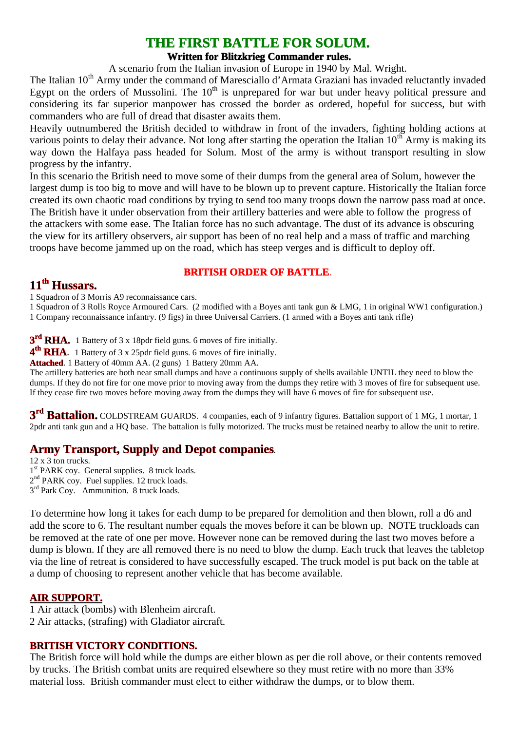# THE FIRST BATTLE FOR SOLUM.

**Written for Blitzkrieg Commander rules.**

A scenario from the Italian invasion of Europe in 1940 by Mal. Wright.

The Italian 10th Army under the command of Maresciallo d'Armata Graziani has invaded reluctantly invaded Egypt on the orders of Mussolini. The 10th is unprepared for war but under heavy political pressure and considering its far superior manpower has crossed the border as ordered, hopeful for success, but with commanders who are full of dread that disaster awaits them.

Heavily outnumbered the British decided to withdraw in front of the invaders, fighting holding actions at various points to delay their advance. Not long after starting the operation the Italian 10th Army is making its way down the Halfaya pass headed for Solum. Most of the army is without transport resulting in slow progress by the infantry.

In this scenario the British need to move some of their dumps from the general area of Solum, however the largest dump is too big to move and will have to be blown up to prevent capture. Historically the Italian force created its own chaotic road conditions by trying to send too many troops down the narrow pass road at once. The British have it under observation from their artillery batteries and were able to follow the progress of the attackers with some ease. The Italian force has no such advantage. The dust of its advance is obscuring the view for its artillery observers, air support has been of no real help and a mass of traffic and marching troops have become jammed up on the road, which has steep verges and is difficult to deploy off.

## BRITISH ORDER OF BATTLE.

### 11th Hussars.

1 Squadron of 3 Morris A9 reconnaissance cars.
1 Squadron of 3 Rolls Royce Armoured Cars. (2 modified with a Boyes anti tank gun & LMG, 1 in original WW1 configuration.)
1 Company reconnaissance infantry. (9 figs) in three Universal Carriers. (1 armed with a Boyes anti tank rifle)

**3rd RHA.** 1 Battery of 3 x 18pdr field guns. 6 moves of fire initially.
**4th RHA**. 1 Battery of 3 x 25pdr field guns. 6 moves of fire initially.
**Attached**. 1 Battery of 40mm AA. (2 guns) 1 Battery 20mm AA.
The artillery batteries are both near small dumps and have a continuous supply of shells available UNTIL they need to blow the dumps. If they do not fire for one move prior to moving away from the dumps they retire with 3 moves of fire for subsequent use. If they cease fire two moves before moving away from the dumps they will have 6 moves of fire for subsequent use.

**3rd Battalion.** COLDSTREAM GUARDS. 4 companies, each of 9 infantry figures. Battalion support of 1 MG, 1 mortar, 1 2pdr anti tank gun and a HQ base. The battalion is fully motorized. The trucks must be retained nearby to allow the unit to retire.

### Army Transport, Supply and Depot companies.

12 x 3 ton trucks.
1st PARK coy. General supplies. 8 truck loads.
2nd PARK coy. Fuel supplies. 12 truck loads.
3rd Park Coy. Ammunition. 8 truck loads.

To determine how long it takes for each dump to be prepared for demolition and then blown, roll a d6 and add the score to 6. The resultant number equals the moves before it can be blown up. NOTE truckloads can be removed at the rate of one per move. However none can be removed during the last two moves before a dump is blown. If they are all removed there is no need to blow the dump. Each truck that leaves the tabletop via the line of retreat is considered to have successfully escaped. The truck model is put back on the table at a dump of choosing to represent another vehicle that has become available.

### AIR SUPPORT.

1 Air attack (bombs) with Blenheim aircraft.
2 Air attacks, (strafing) with Gladiator aircraft.

### BRITISH VICTORY CONDITIONS.

The British force will hold while the dumps are either blown as per die roll above, or their contents removed by trucks. The British combat units are required elsewhere so they must retire with no more than 33% material loss. British commander must elect to either withdraw the dumps, or to blow them.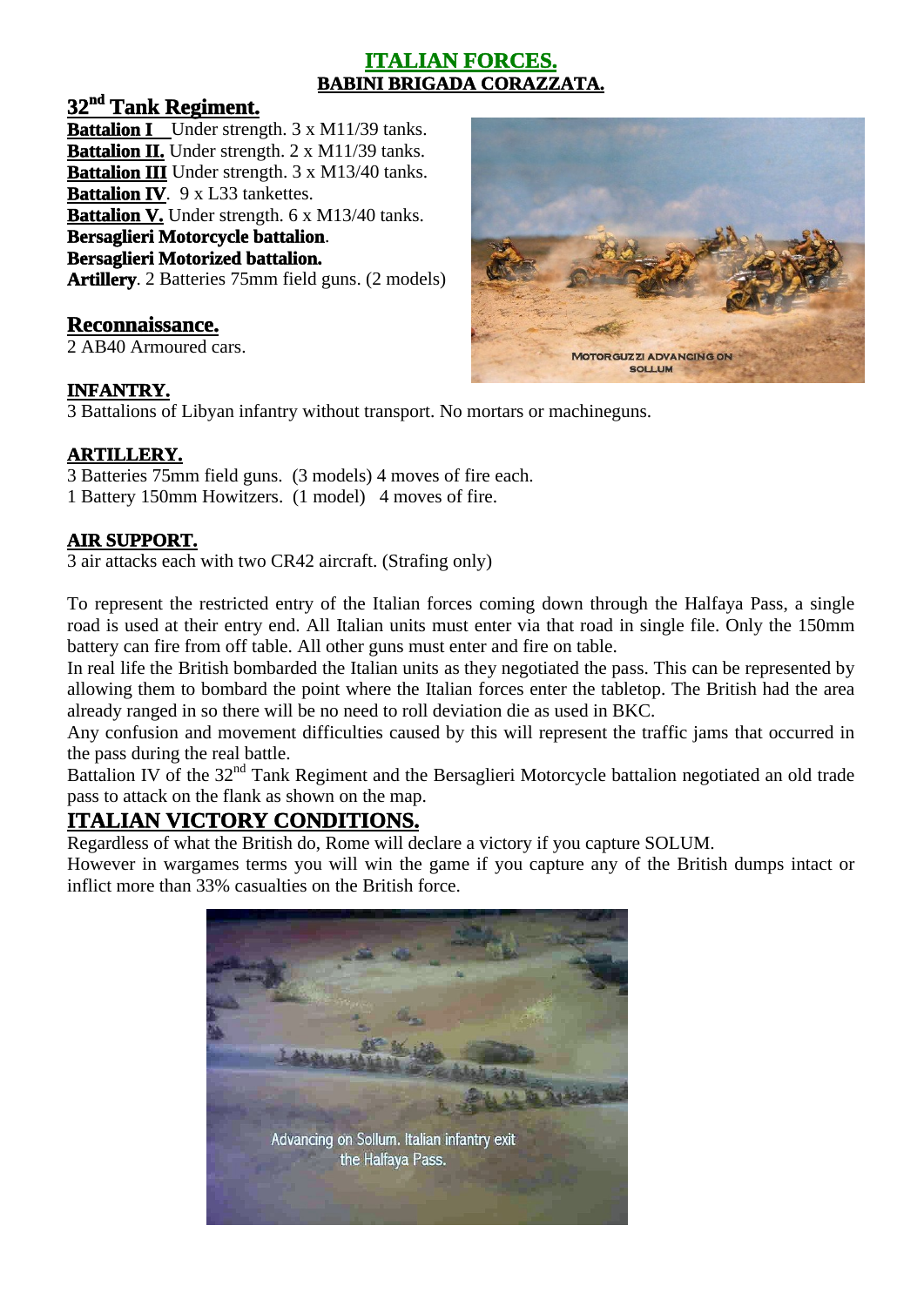## ITALIAN FORCES.
### BABINI BRIGADA CORAZZATA.

### 32nd Tank Regiment.

**Battalion I** Under strength. 3 x M11/39 tanks.
**Battalion II.** Under strength. 2 x M11/39 tanks.
**Battalion III** Under strength. 3 x M13/40 tanks.
**Battalion IV**. 9 x L33 tankettes.
**Battalion V.** Under strength. 6 x M13/40 tanks.
**Bersaglieri Motorcycle battalion**.
**Bersaglieri Motorized battalion.**
**Artillery**. 2 Batteries 75mm field guns. (2 models)

### Reconnaissance.

2 AB40 Armoured cars.

MOTORGUZZI ADVANCING ON SOLLUM

### INFANTRY.

3 Battalions of Libyan infantry without transport. No mortars or machineguns.

### ARTILLERY.

3 Batteries 75mm field guns. (3 models) 4 moves of fire each.
1 Battery 150mm Howitzers. (1 model) 4 moves of fire.

### AIR SUPPORT.

3 air attacks each with two CR42 aircraft. (Strafing only)

To represent the restricted entry of the Italian forces coming down through the Halfaya Pass, a single road is used at their entry end. All Italian units must enter via that road in single file. Only the 150mm battery can fire from off table. All other guns must enter and fire on table.

In real life the British bombarded the Italian units as they negotiated the pass. This can be represented by allowing them to bombard the point where the Italian forces enter the tabletop. The British had the area already ranged in so there will be no need to roll deviation die as used in BKC.

Any confusion and movement difficulties caused by this will represent the traffic jams that occurred in the pass during the real battle.

Battalion IV of the 32nd Tank Regiment and the Bersaglieri Motorcycle battalion negotiated an old trade pass to attack on the flank as shown on the map.

## ITALIAN VICTORY CONDITIONS.

Regardless of what the British do, Rome will declare a victory if you capture SOLUM.

However in wargames terms you will win the game if you capture any of the British dumps intact or inflict more than 33% casualties on the British force.

Advancing on Sollum. Italian infantry exit the Halfaya Pass.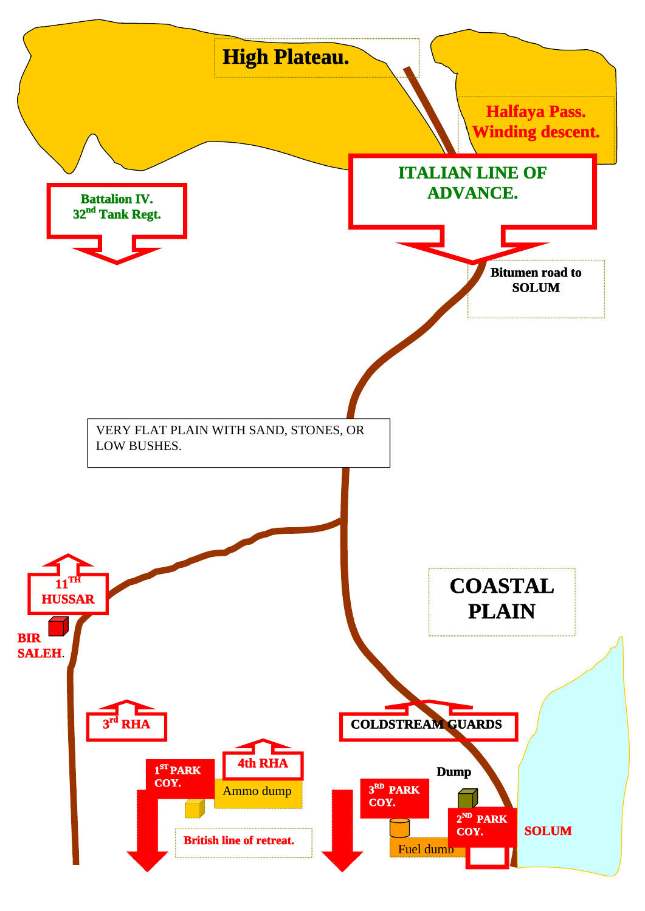High Plateau.

Halfaya Pass.
Winding descent.

ITALIAN LINE OF ADVANCE.

Battalion IV.
32nd Tank Regt.

Bitumen road to SOLUM

VERY FLAT PLAIN WITH SAND, STONES, OR LOW BUSHES.

11TH HUSSAR

BIR SALEH.

COASTAL PLAIN

3rd RHA

COLDSTREAM GUARDS

1ST PARK COY.

4th RHA

Ammo dump

Dump

3RD PARK COY.

2ND PARK COY.

SOLUM

British line of retreat.

Fuel dump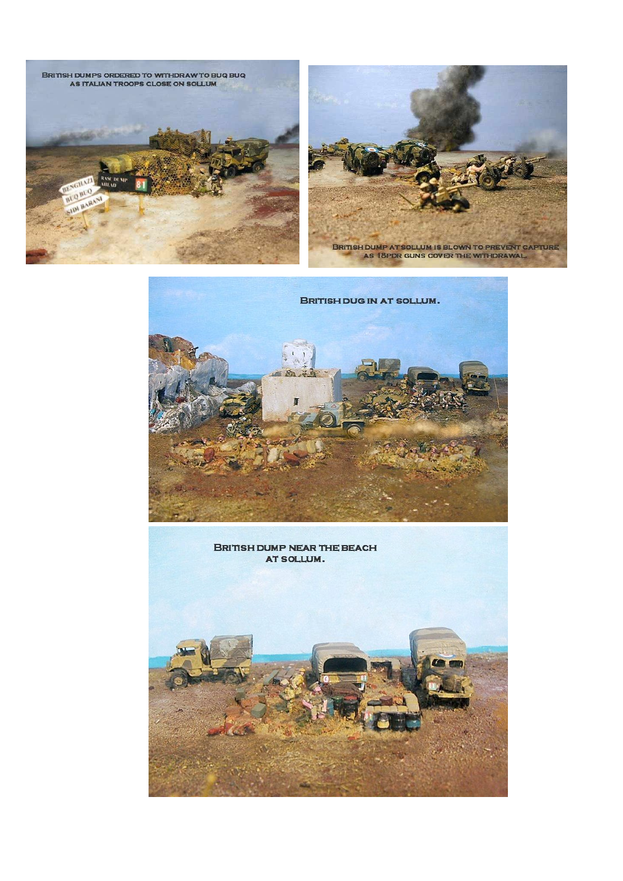British dumps ordered to withdraw to Buq Buq as Italian troops close on Sollum

British dump at Sollum is blown to prevent capture as 18pdr guns cover the withdrawal.

British dug in at Sollum.

British dump near the beach at Sollum.